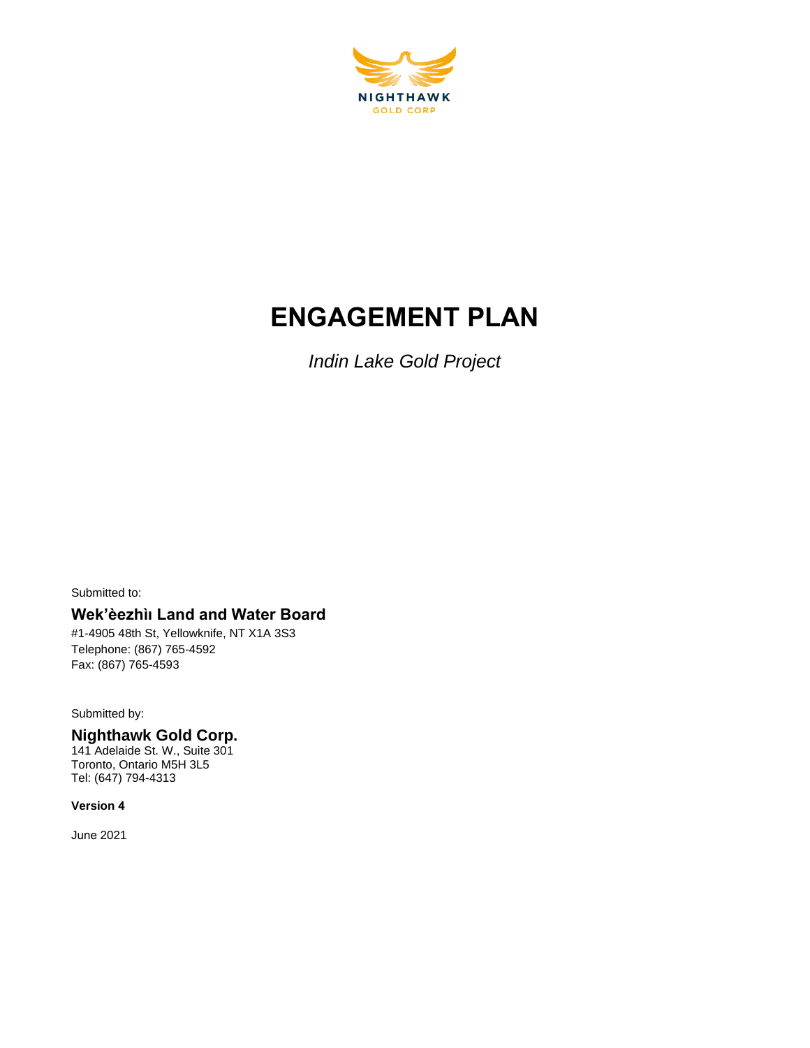NIGHTHAWK

GOLD CORP

# ENGAGEMENT PLAN

*Indin Lake Gold Project*

Submitted to:

**Wek'èezhìı Land and Water Board**

#1-4905 48th St, Yellowknife, NT X1A 3S3
Telephone: (867) 765-4592
Fax: (867) 765-4593

Submitted by:

**Nighthawk Gold Corp.**

141 Adelaide St. W., Suite 301
Toronto, Ontario M5H 3L5
Tel: (647) 794-4313

**Version 4**

June 2021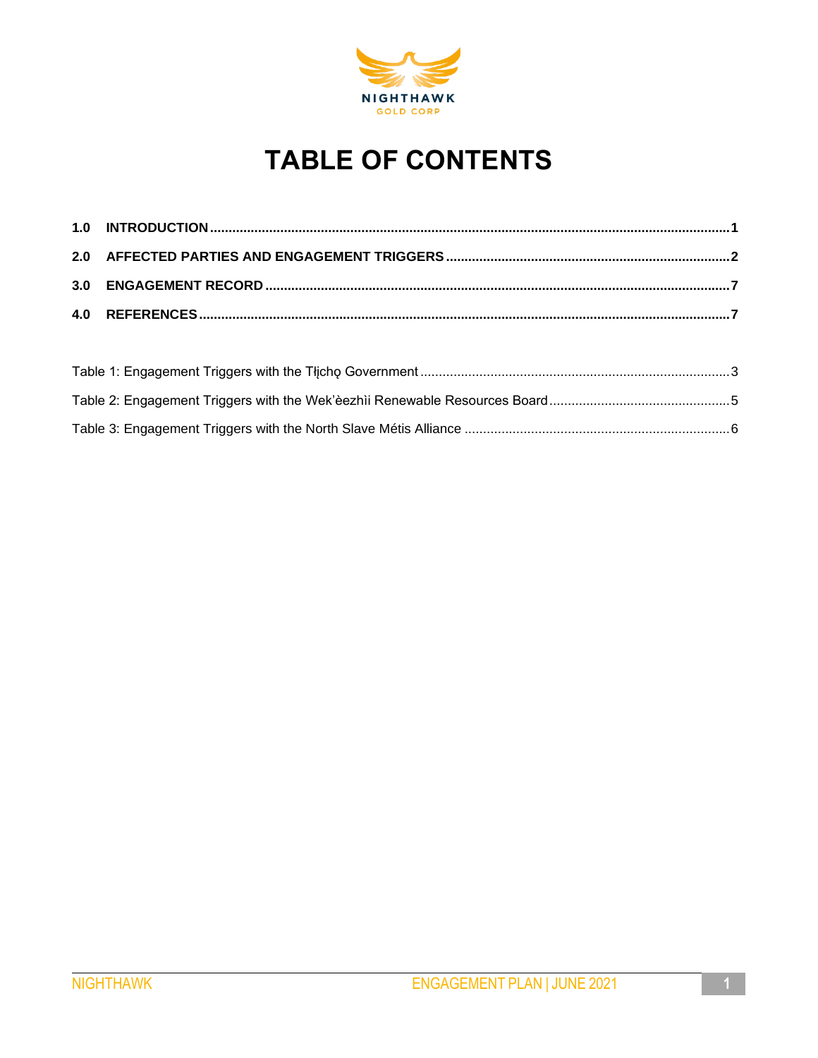# TABLE OF CONTENTS

**1.0 INTRODUCTION** .......... **1**

**2.0 AFFECTED PARTIES AND ENGAGEMENT TRIGGERS** .......... **2**

**3.0 ENGAGEMENT RECORD** .......... **7**

**4.0 REFERENCES** .......... **7**

Table 1: Engagement Triggers with the Tłı̨chǫ Government .......... 3

Table 2: Engagement Triggers with the Wek'èezhìi Renewable Resources Board .......... 5

Table 3: Engagement Triggers with the North Slave Métis Alliance .......... 6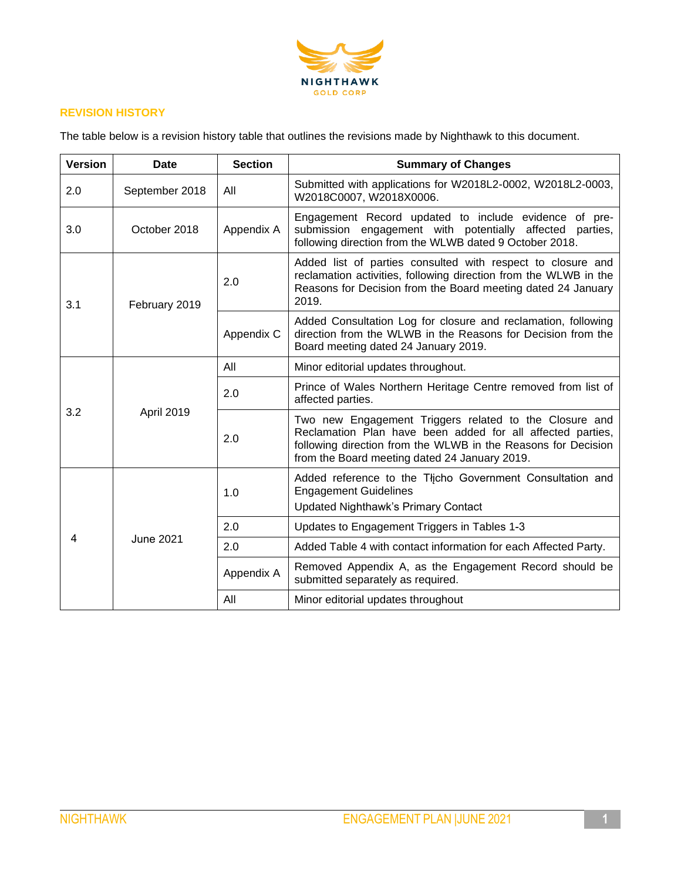## REVISION HISTORY

The table below is a revision history table that outlines the revisions made by Nighthawk to this document.

| Version | Date | Section | Summary of Changes |
| --- | --- | --- | --- |
| 2.0 | September 2018 | All | Submitted with applications for W2018L2-0002, W2018L2-0003, W2018C0007, W2018X0006. |
| 3.0 | October 2018 | Appendix A | Engagement Record updated to include evidence of pre-submission engagement with potentially affected parties, following direction from the WLWB dated 9 October 2018. |
| 3.1 | February 2019 | 2.0 | Added list of parties consulted with respect to closure and reclamation activities, following direction from the WLWB in the Reasons for Decision from the Board meeting dated 24 January 2019. |
| | | Appendix C | Added Consultation Log for closure and reclamation, following direction from the WLWB in the Reasons for Decision from the Board meeting dated 24 January 2019. |
| 3.2 | April 2019 | All | Minor editorial updates throughout. |
| | | 2.0 | Prince of Wales Northern Heritage Centre removed from list of affected parties. |
| | | 2.0 | Two new Engagement Triggers related to the Closure and Reclamation Plan have been added for all affected parties, following direction from the WLWB in the Reasons for Decision from the Board meeting dated 24 January 2019. |
| 4 | June 2021 | 1.0 | Added reference to the Tłįcho Government Consultation and Engagement Guidelines<br>Updated Nighthawk's Primary Contact |
| | | 2.0 | Updates to Engagement Triggers in Tables 1-3 |
| | | 2.0 | Added Table 4 with contact information for each Affected Party. |
| | | Appendix A | Removed Appendix A, as the Engagement Record should be submitted separately as required. |
| | | All | Minor editorial updates throughout |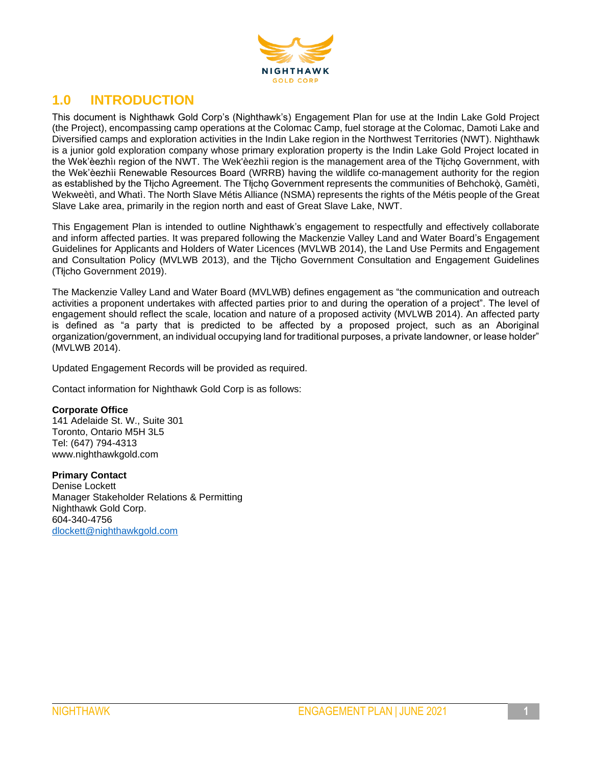# 1.0 INTRODUCTION

This document is Nighthawk Gold Corp's (Nighthawk's) Engagement Plan for use at the Indin Lake Gold Project (the Project), encompassing camp operations at the Colomac Camp, fuel storage at the Colomac, Damoti Lake and Diversified camps and exploration activities in the Indin Lake region in the Northwest Territories (NWT). Nighthawk is a junior gold exploration company whose primary exploration property is the Indin Lake Gold Project located in the Wek'èezhìı region of the NWT. The Wek'èezhìi region is the management area of the Tłįchǫ Government, with the Wek'èezhìi Renewable Resources Board (WRRB) having the wildlife co-management authority for the region as established by the Tłįcho Agreement. The Tłįchǫ Government represents the communities of Behchokǫ̀, Gamètì, Wekweètì, and Whatì. The North Slave Métis Alliance (NSMA) represents the rights of the Métis people of the Great Slave Lake area, primarily in the region north and east of Great Slave Lake, NWT.

This Engagement Plan is intended to outline Nighthawk's engagement to respectfully and effectively collaborate and inform affected parties. It was prepared following the Mackenzie Valley Land and Water Board's Engagement Guidelines for Applicants and Holders of Water Licences (MVLWB 2014), the Land Use Permits and Engagement and Consultation Policy (MVLWB 2013), and the Tłįcho Government Consultation and Engagement Guidelines (Tłįcho Government 2019).

The Mackenzie Valley Land and Water Board (MVLWB) defines engagement as "the communication and outreach activities a proponent undertakes with affected parties prior to and during the operation of a project". The level of engagement should reflect the scale, location and nature of a proposed activity (MVLWB 2014). An affected party is defined as "a party that is predicted to be affected by a proposed project, such as an Aboriginal organization/government, an individual occupying land for traditional purposes, a private landowner, or lease holder" (MVLWB 2014).

Updated Engagement Records will be provided as required.

Contact information for Nighthawk Gold Corp is as follows:

**Corporate Office**
141 Adelaide St. W., Suite 301
Toronto, Ontario M5H 3L5
Tel: (647) 794-4313
www.nighthawkgold.com

**Primary Contact**
Denise Lockett
Manager Stakeholder Relations & Permitting
Nighthawk Gold Corp.
604-340-4756
dlockett@nighthawkgold.com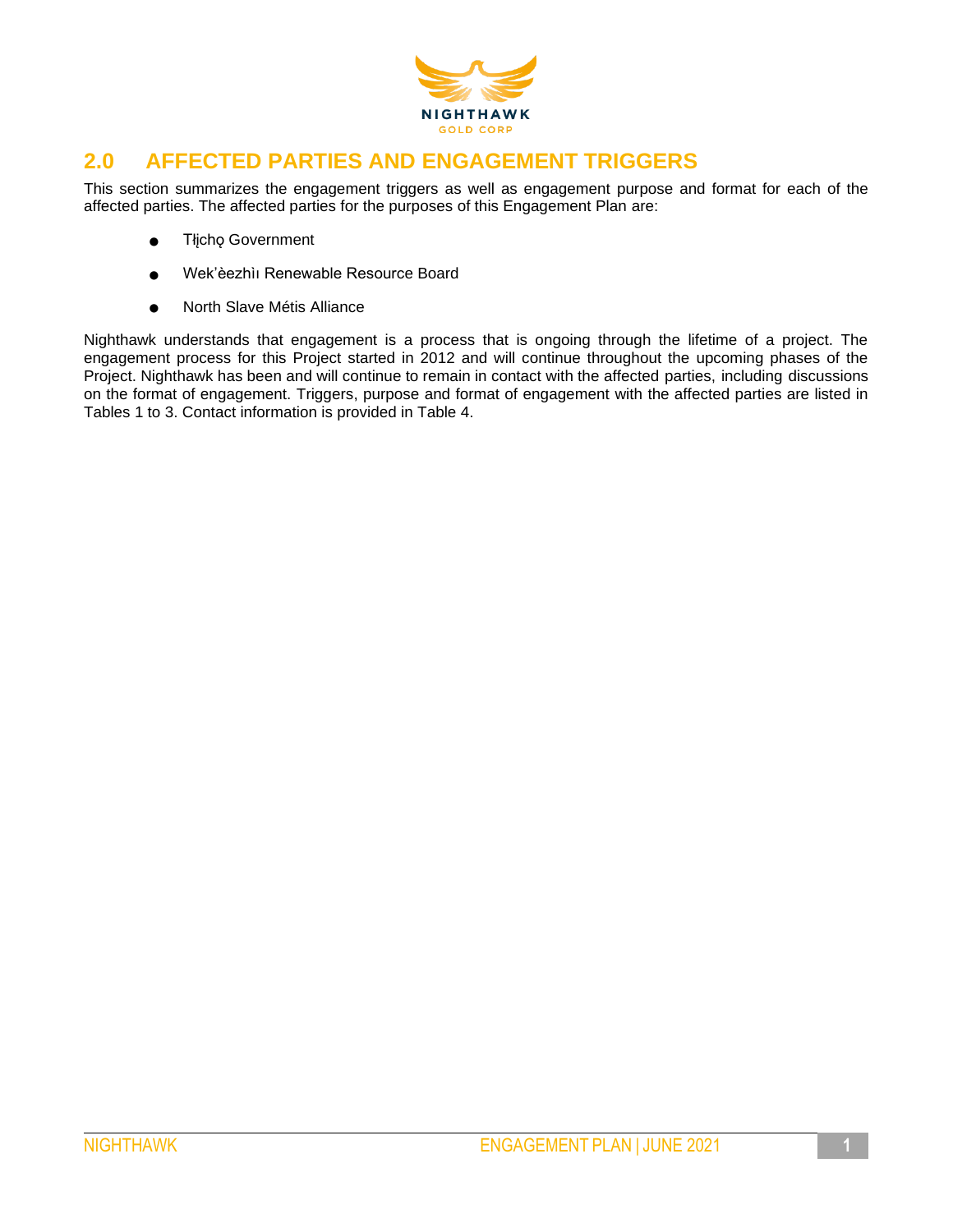## 2.0 AFFECTED PARTIES AND ENGAGEMENT TRIGGERS

This section summarizes the engagement triggers as well as engagement purpose and format for each of the affected parties. The affected parties for the purposes of this Engagement Plan are:

- Tłı̨chǫ Government
- Wek'èezhìı Renewable Resource Board
- North Slave Métis Alliance

Nighthawk understands that engagement is a process that is ongoing through the lifetime of a project. The engagement process for this Project started in 2012 and will continue throughout the upcoming phases of the Project. Nighthawk has been and will continue to remain in contact with the affected parties, including discussions on the format of engagement. Triggers, purpose and format of engagement with the affected parties are listed in Tables 1 to 3. Contact information is provided in Table 4.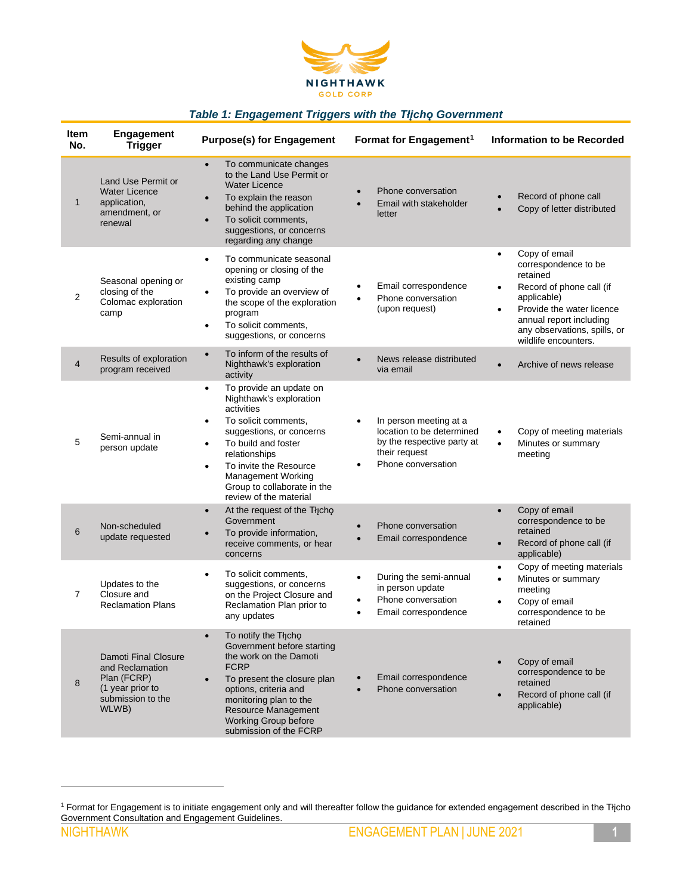*Table 1: Engagement Triggers with the Tłįchǫ Government*

| Item No. | Engagement Trigger | Purpose(s) for Engagement | Format for Engagement[1] | Information to be Recorded |
|---|---|---|---|---|
| 1 | Land Use Permit or Water Licence application, amendment, or renewal | • To communicate changes to the Land Use Permit or Water Licence<br>• To explain the reason behind the application<br>• To solicit comments, suggestions, or concerns regarding any change | • Phone conversation<br>• Email with stakeholder letter | • Record of phone call<br>• Copy of letter distributed |
| 2 | Seasonal opening or closing of the Colomac exploration camp | • To communicate seasonal opening or closing of the existing camp<br>• To provide an overview of the scope of the exploration program<br>• To solicit comments, suggestions, or concerns | • Email correspondence<br>• Phone conversation (upon request) | • Copy of email correspondence to be retained<br>• Record of phone call (if applicable)<br>• Provide the water licence annual report including any observations, spills, or wildlife encounters. |
| 4 | Results of exploration program received | • To inform of the results of Nighthawk's exploration activity | • News release distributed via email | • Archive of news release |
| 5 | Semi-annual in person update | • To provide an update on Nighthawk's exploration activities<br>• To solicit comments, suggestions, or concerns<br>• To build and foster relationships<br>• To invite the Resource Management Working Group to collaborate in the review of the material | • In person meeting at a location to be determined by the respective party at their request<br>• Phone conversation | • Copy of meeting materials<br>• Minutes or summary meeting |
| 6 | Non-scheduled update requested | • At the request of the Tłįchǫ Government<br>• To provide information, receive comments, or hear concerns | • Phone conversation<br>• Email correspondence | • Copy of email correspondence to be retained<br>• Record of phone call (if applicable) |
| 7 | Updates to the Closure and Reclamation Plans | • To solicit comments, suggestions, or concerns on the Project Closure and Reclamation Plan prior to any updates | • During the semi-annual in person update<br>• Phone conversation<br>• Email correspondence | • Copy of meeting materials<br>• Minutes or summary meeting<br>• Copy of email correspondence to be retained |
| 8 | Damoti Final Closure and Reclamation Plan (FCRP) (1 year prior to submission to the WLWB) | • To notify the Tłįchǫ Government before starting the work on the Damoti FCRP<br>• To present the closure plan options, criteria and monitoring plan to the Resource Management Working Group before submission of the FCRP | • Email correspondence<br>• Phone conversation | • Copy of email correspondence to be retained<br>• Record of phone call (if applicable) |

[1] Format for Engagement is to initiate engagement only and will thereafter follow the guidance for extended engagement described in the Tłįcho Government Consultation and Engagement Guidelines.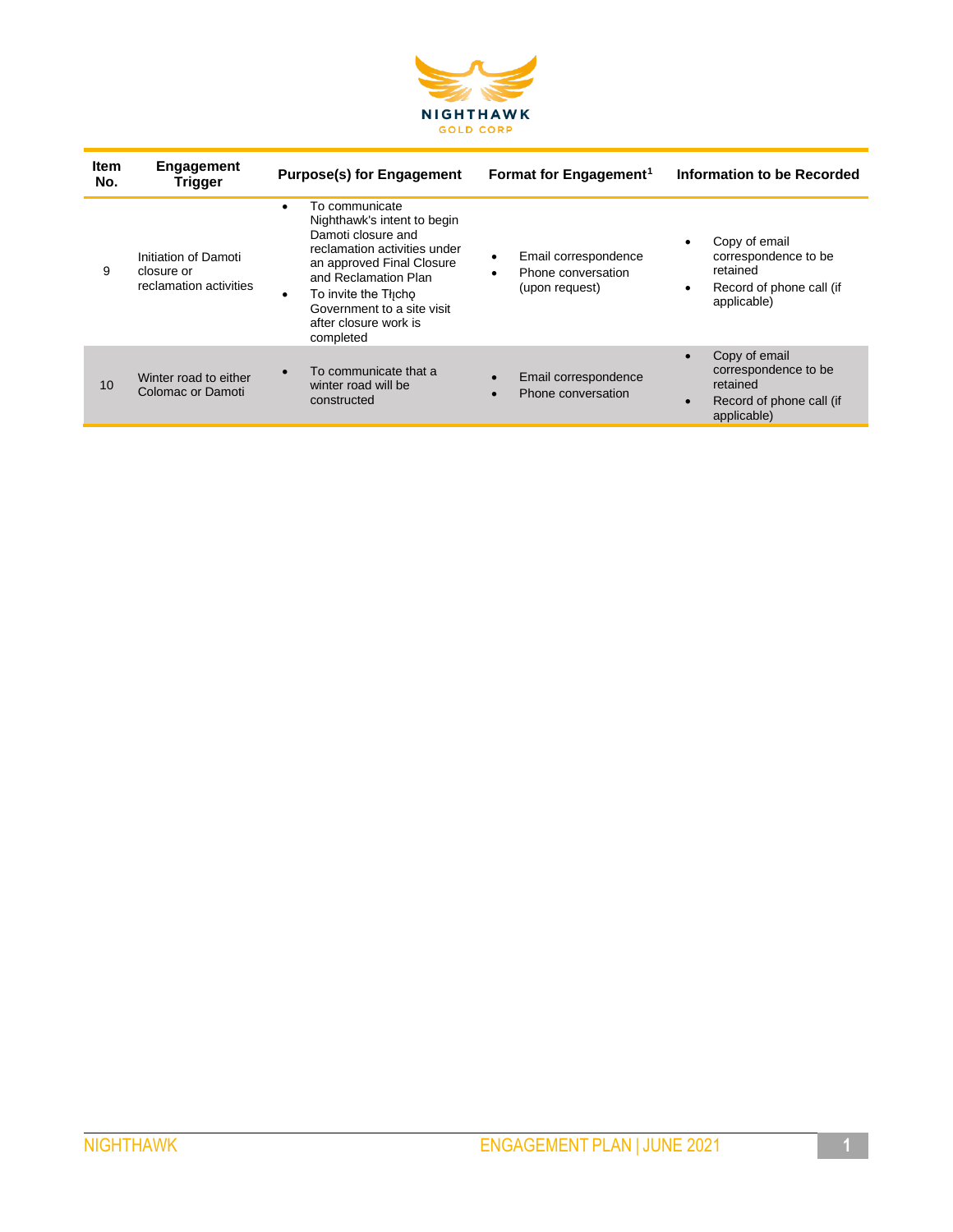| Item No. | Engagement Trigger | Purpose(s) for Engagement | Format for Engagement[1] | Information to be Recorded |
|---|---|---|---|---|
| 9 | Initiation of Damoti closure or reclamation activities | • To communicate Nighthawk's intent to begin Damoti closure and reclamation activities under an approved Final Closure and Reclamation Plan<br>• To invite the Tłı̨chǫ Government to a site visit after closure work is completed | • Email correspondence<br>• Phone conversation (upon request) | • Copy of email correspondence to be retained<br>• Record of phone call (if applicable) |
| 10 | Winter road to either Colomac or Damoti | • To communicate that a winter road will be constructed | • Email correspondence<br>• Phone conversation | • Copy of email correspondence to be retained<br>• Record of phone call (if applicable) |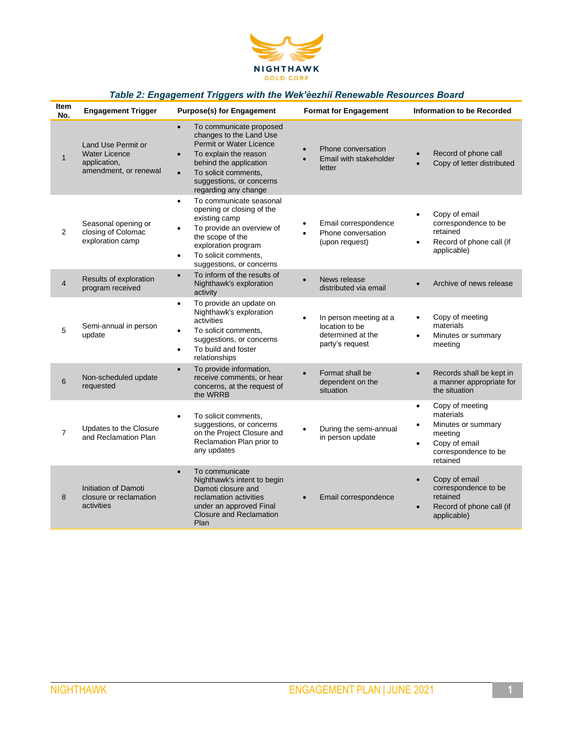*Table 2: Engagement Triggers with the Wek'èezhìi Renewable Resources Board*

| Item No. | Engagement Trigger | Purpose(s) for Engagement | Format for Engagement | Information to be Recorded |
|---|---|---|---|---|
| 1 | Land Use Permit or Water Licence application, amendment, or renewal | • To communicate proposed changes to the Land Use Permit or Water Licence<br>• To explain the reason behind the application<br>• To solicit comments, suggestions, or concerns regarding any change | • Phone conversation<br>• Email with stakeholder letter | • Record of phone call<br>• Copy of letter distributed |
| 2 | Seasonal opening or closing of Colomac exploration camp | • To communicate seasonal opening or closing of the existing camp<br>• To provide an overview of the scope of the exploration program<br>• To solicit comments, suggestions, or concerns | • Email correspondence<br>• Phone conversation (upon request) | • Copy of email correspondence to be retained<br>• Record of phone call (if applicable) |
| 4 | Results of exploration program received | • To inform of the results of Nighthawk's exploration activity | • News release distributed via email | • Archive of news release |
| 5 | Semi-annual in person update | • To provide an update on Nighthawk's exploration activities<br>• To solicit comments, suggestions, or concerns<br>• To build and foster relationships | • In person meeting at a location to be determined at the party's request | • Copy of meeting materials<br>• Minutes or summary meeting |
| 6 | Non-scheduled update requested | • To provide information, receive comments, or hear concerns, at the request of the WRRB | • Format shall be dependent on the situation | • Records shall be kept in a manner appropriate for the situation |
| 7 | Updates to the Closure and Reclamation Plan | • To solicit comments, suggestions, or concerns on the Project Closure and Reclamation Plan prior to any updates | • During the semi-annual in person update | • Copy of meeting materials<br>• Minutes or summary meeting<br>• Copy of email correspondence to be retained |
| 8 | Initiation of Damoti closure or reclamation activities | • To communicate Nighthawk's intent to begin Damoti closure and reclamation activities under an approved Final Closure and Reclamation Plan | • Email correspondence | • Copy of email correspondence to be retained<br>• Record of phone call (if applicable) |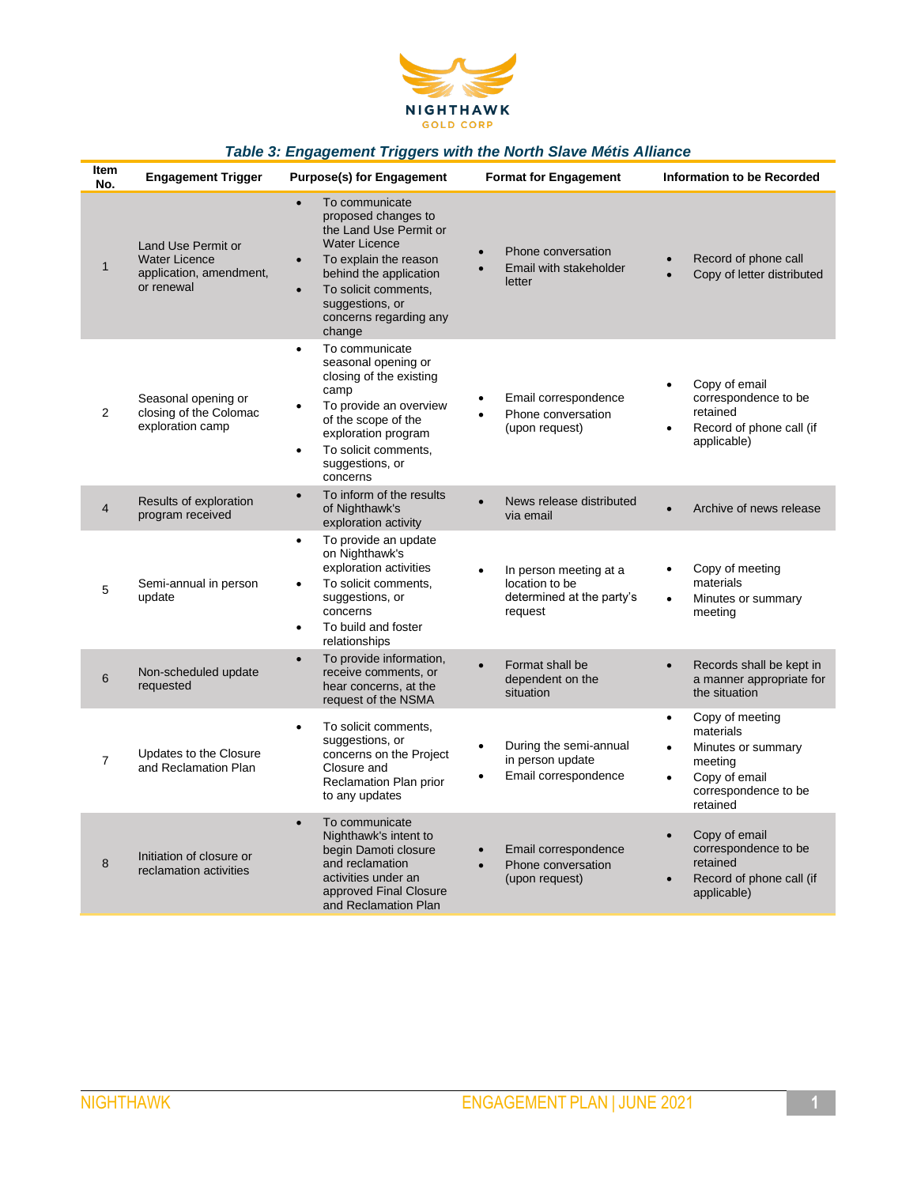*Table 3: Engagement Triggers with the North Slave Métis Alliance*

| Item No. | Engagement Trigger | Purpose(s) for Engagement | Format for Engagement | Information to be Recorded |
|---|---|---|---|---|
| 1 | Land Use Permit or Water Licence application, amendment, or renewal | • To communicate proposed changes to the Land Use Permit or Water Licence<br>• To explain the reason behind the application<br>• To solicit comments, suggestions, or concerns regarding any change | • Phone conversation<br>• Email with stakeholder letter | • Record of phone call<br>• Copy of letter distributed |
| 2 | Seasonal opening or closing of the Colomac exploration camp | • To communicate seasonal opening or closing of the existing camp<br>• To provide an overview of the scope of the exploration program<br>• To solicit comments, suggestions, or concerns | • Email correspondence<br>• Phone conversation (upon request) | • Copy of email correspondence to be retained<br>• Record of phone call (if applicable) |
| 4 | Results of exploration program received | • To inform of the results of Nighthawk's exploration activity | • News release distributed via email | • Archive of news release |
| 5 | Semi-annual in person update | • To provide an update on Nighthawk's exploration activities<br>• To solicit comments, suggestions, or concerns<br>• To build and foster relationships | • In person meeting at a location to be determined at the party's request | • Copy of meeting materials<br>• Minutes or summary meeting |
| 6 | Non-scheduled update requested | • To provide information, receive comments, or hear concerns, at the request of the NSMA | • Format shall be dependent on the situation | • Records shall be kept in a manner appropriate for the situation |
| 7 | Updates to the Closure and Reclamation Plan | • To solicit comments, suggestions, or concerns on the Project Closure and Reclamation Plan prior to any updates | • During the semi-annual in person update<br>• Email correspondence | • Copy of meeting materials<br>• Minutes or summary meeting<br>• Copy of email correspondence to be retained |
| 8 | Initiation of closure or reclamation activities | • To communicate Nighthawk's intent to begin Damoti closure and reclamation activities under an approved Final Closure and Reclamation Plan | • Email correspondence<br>• Phone conversation (upon request) | • Copy of email correspondence to be retained<br>• Record of phone call (if applicable) |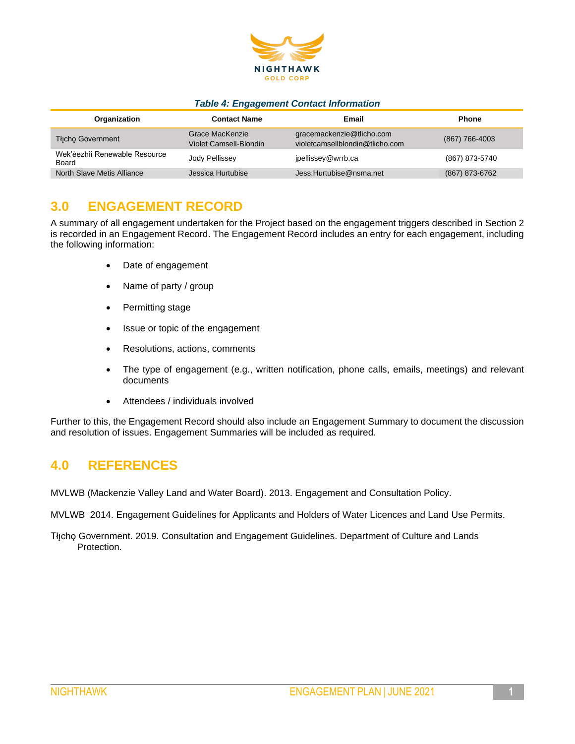*Table 4: Engagement Contact Information*

| Organization | Contact Name | Email | Phone |
|---|---|---|---|
| Tłı̨chǫ Government | Grace MacKenzie<br>Violet Camsell-Blondin | gracemackenzie@tlicho.com<br>violetcamsellblondin@tlicho.com | (867) 766-4003 |
| Wek'èezhìi Renewable Resource Board | Jody Pellissey | jpellissey@wrrb.ca | (867) 873-5740 |
| North Slave Metis Alliance | Jessica Hurtubise | Jess.Hurtubise@nsma.net | (867) 873-6762 |

## 3.0 ENGAGEMENT RECORD

A summary of all engagement undertaken for the Project based on the engagement triggers described in Section 2 is recorded in an Engagement Record. The Engagement Record includes an entry for each engagement, including the following information:

- Date of engagement
- Name of party / group
- Permitting stage
- Issue or topic of the engagement
- Resolutions, actions, comments
- The type of engagement (e.g., written notification, phone calls, emails, meetings) and relevant documents
- Attendees / individuals involved

Further to this, the Engagement Record should also include an Engagement Summary to document the discussion and resolution of issues. Engagement Summaries will be included as required.

## 4.0 REFERENCES

MVLWB (Mackenzie Valley Land and Water Board). 2013. Engagement and Consultation Policy.

MVLWB 2014. Engagement Guidelines for Applicants and Holders of Water Licences and Land Use Permits.

Tłı̨chǫ Government. 2019. Consultation and Engagement Guidelines. Department of Culture and Lands Protection.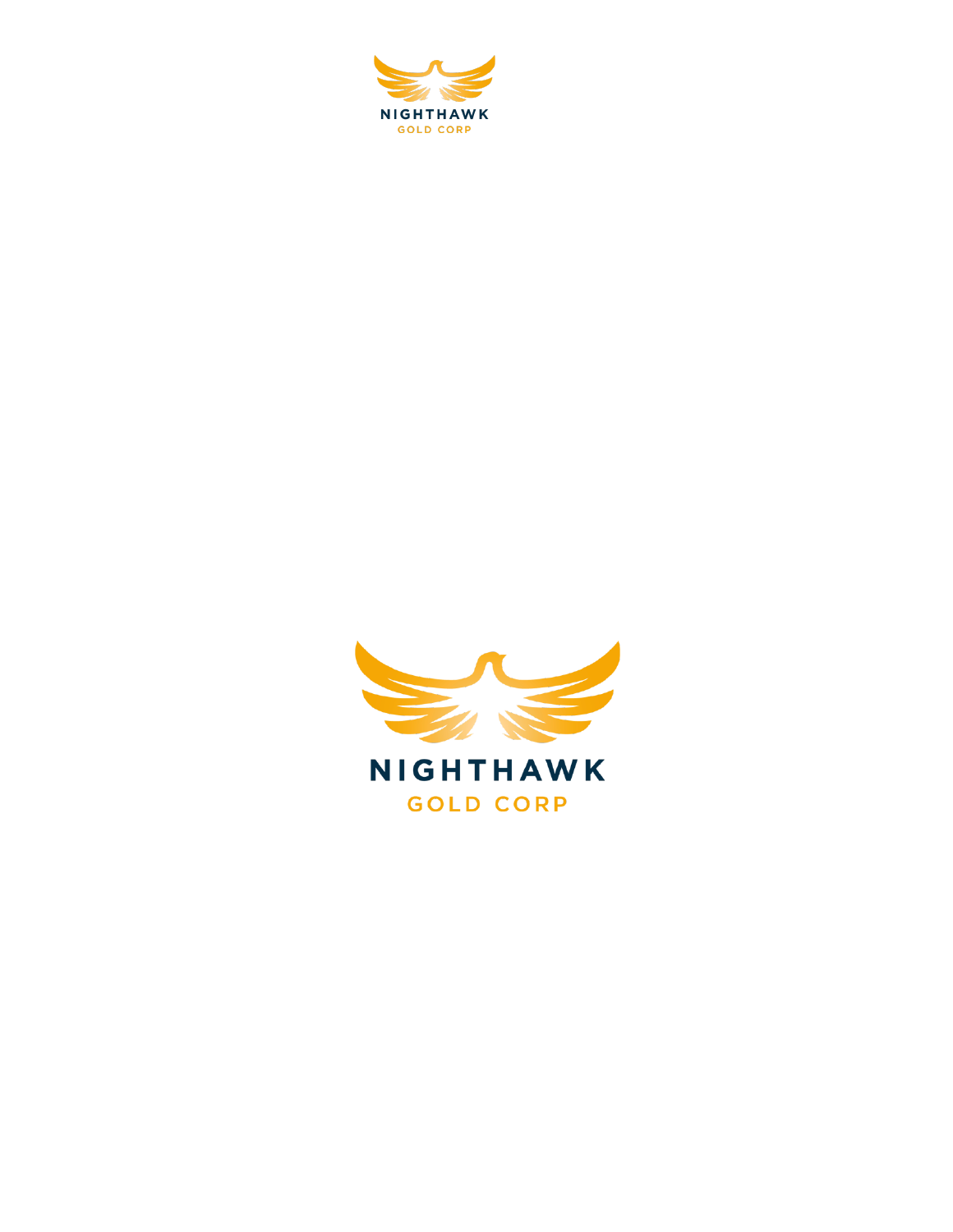NIGHTHAWK

GOLD CORP